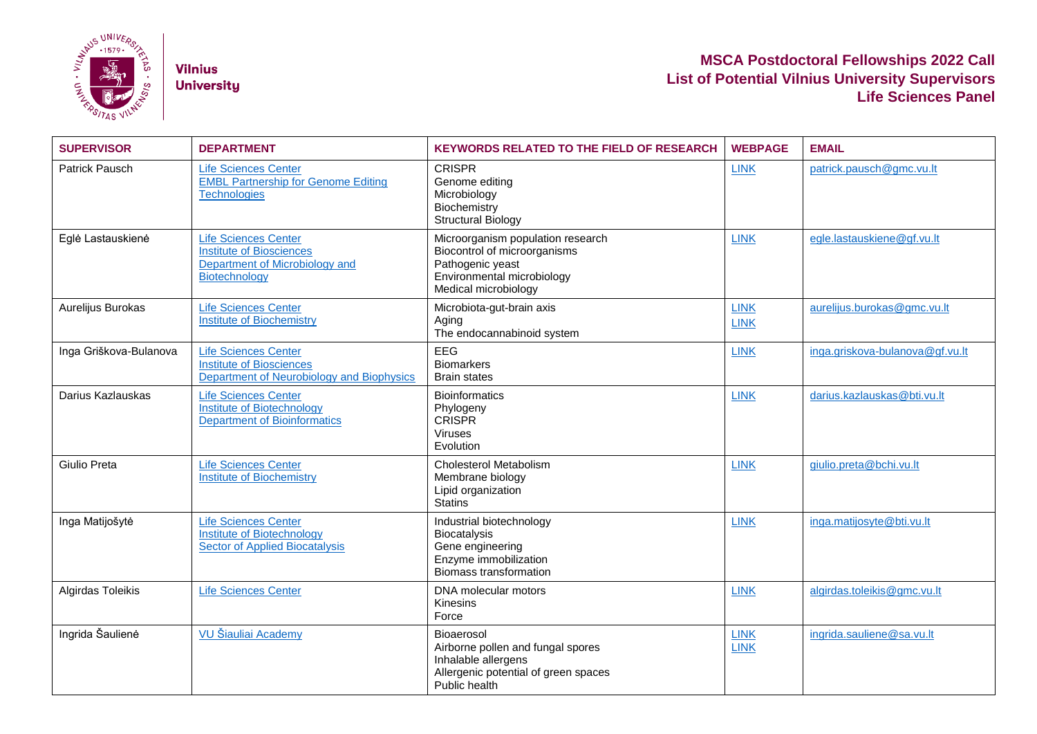Vilnius University

# MSCA Postdoctoral Fellowships 2022 Call
## List of Potential Vilnius University Supervisors
## Life Sciences Panel

| SUPERVISOR | DEPARTMENT | KEYWORDS RELATED TO THE FIELD OF RESEARCH | WEBPAGE | EMAIL |
|---|---|---|---|---|
| Patrick Pausch | Life Sciences Center<br>EMBL Partnership for Genome Editing Technologies | CRISPR<br>Genome editing<br>Microbiology<br>Biochemistry<br>Structural Biology | LINK | patrick.pausch@gmc.vu.lt |
| Eglė Lastauskienė | Life Sciences Center<br>Institute of Biosciences<br>Department of Microbiology and Biotechnology | Microorganism population research<br>Biocontrol of microorganisms<br>Pathogenic yeast<br>Environmental microbiology<br>Medical microbiology | LINK | egle.lastauskiene@gf.vu.lt |
| Aurelijus Burokas | Life Sciences Center<br>Institute of Biochemistry | Microbiota-gut-brain axis<br>Aging<br>The endocannabinoid system | LINK<br>LINK | aurelijus.burokas@gmc.vu.lt |
| Inga Griškova-Bulanova | Life Sciences Center<br>Institute of Biosciences<br>Department of Neurobiology and Biophysics | EEG<br>Biomarkers<br>Brain states | LINK | inga.griskova-bulanova@gf.vu.lt |
| Darius Kazlauskas | Life Sciences Center<br>Institute of Biotechnology<br>Department of Bioinformatics | Bioinformatics<br>Phylogeny<br>CRISPR<br>Viruses<br>Evolution | LINK | darius.kazlauskas@bti.vu.lt |
| Giulio Preta | Life Sciences Center<br>Institute of Biochemistry | Cholesterol Metabolism<br>Membrane biology<br>Lipid organization<br>Statins | LINK | giulio.preta@bchi.vu.lt |
| Inga Matijošytė | Life Sciences Center<br>Institute of Biotechnology<br>Sector of Applied Biocatalysis | Industrial biotechnology<br>Biocatalysis<br>Gene engineering<br>Enzyme immobilization<br>Biomass transformation | LINK | inga.matijosyte@bti.vu.lt |
| Algirdas Toleikis | Life Sciences Center | DNA molecular motors<br>Kinesins<br>Force | LINK | algirdas.toleikis@gmc.vu.lt |
| Ingrida Šaulienė | VU Šiauliai Academy | Bioaerosol<br>Airborne pollen and fungal spores<br>Inhalable allergens<br>Allergenic potential of green spaces<br>Public health | LINK<br>LINK | ingrida.sauliene@sa.vu.lt |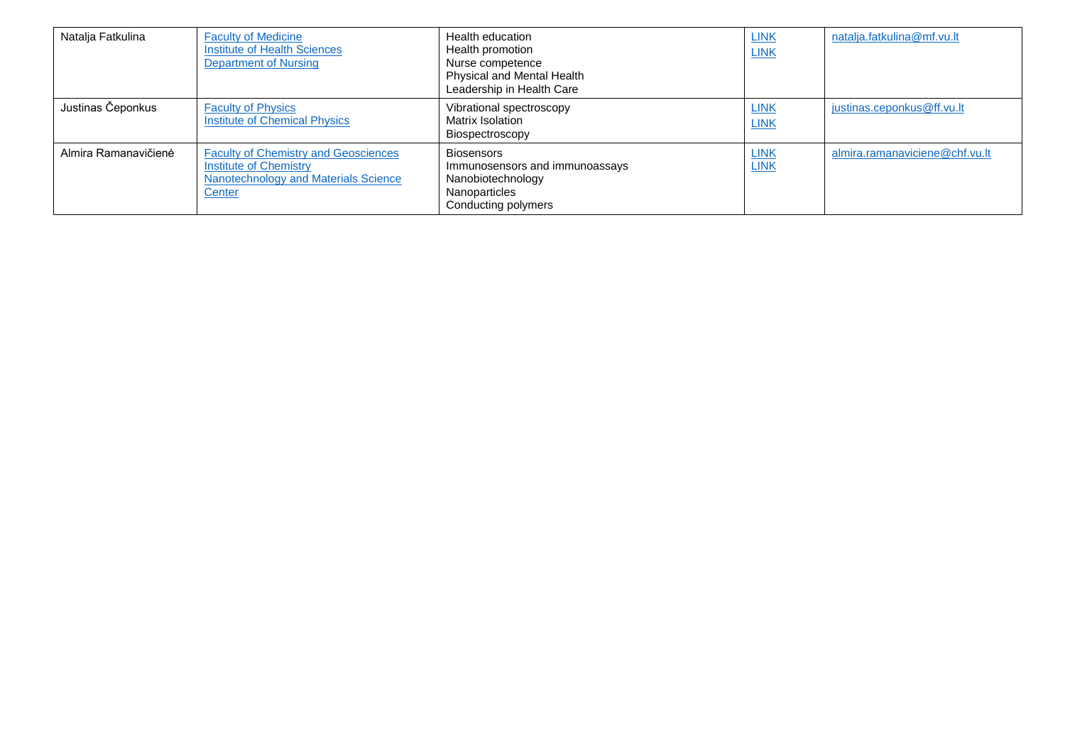| | | | | |
|---|---|---|---|---|
| Natalja Fatkulina | Faculty of Medicine<br>Institute of Health Sciences<br>Department of Nursing | Health education<br>Health promotion<br>Nurse competence<br>Physical and Mental Health<br>Leadership in Health Care | LINK<br>LINK | natalja.fatkulina@mf.vu.lt |
| Justinas Čeponkus | Faculty of Physics<br>Institute of Chemical Physics | Vibrational spectroscopy<br>Matrix Isolation<br>Biospectroscopy | LINK<br>LINK | justinas.ceponkus@ff.vu.lt |
| Almira Ramanavičienė | Faculty of Chemistry and Geosciences<br>Institute of Chemistry<br>Nanotechnology and Materials Science Center | Biosensors<br>Immunosensors and immunoassays<br>Nanobiotechnology<br>Nanoparticles<br>Conducting polymers | LINK<br>LINK | almira.ramanaviciene@chf.vu.lt |